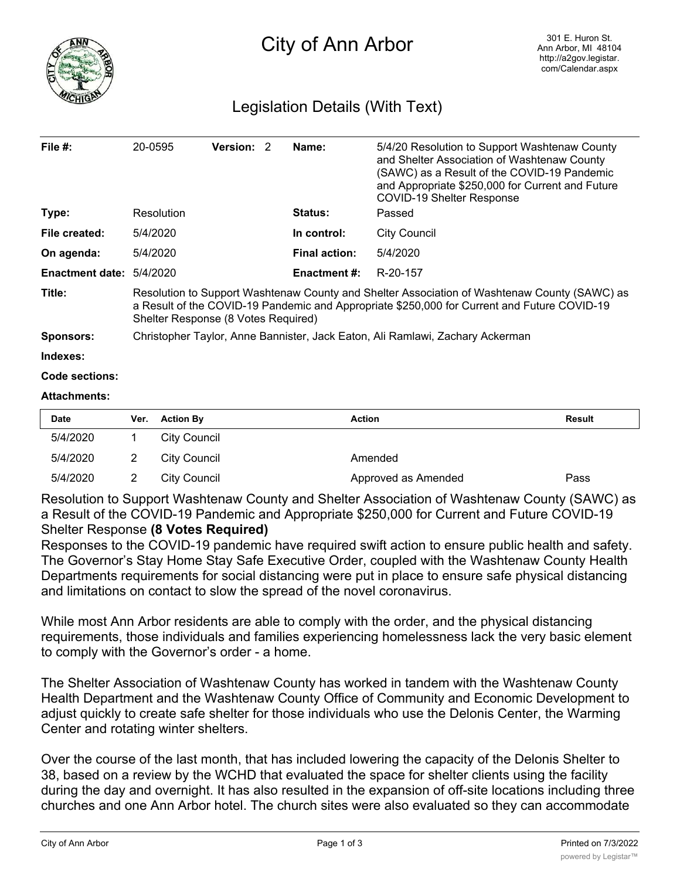# City of Ann Arbor

301 E. Huron St.
Ann Arbor, MI 48104
http://a2gov.legistar.com/Calendar.aspx

## Legislation Details (With Text)

| | | | |
|---|---|---|---|
| **File #:** | 20-0595 **Version:** 2 | **Name:** | 5/4/20 Resolution to Support Washtenaw County and Shelter Association of Washtenaw County (SAWC) as a Result of the COVID-19 Pandemic and Appropriate $250,000 for Current and Future COVID-19 Shelter Response |
| **Type:** | Resolution | **Status:** | Passed |
| **File created:** | 5/4/2020 | **In control:** | City Council |
| **On agenda:** | 5/4/2020 | **Final action:** | 5/4/2020 |
| **Enactment date:** | 5/4/2020 | **Enactment #:** | R-20-157 |

**Title:** Resolution to Support Washtenaw County and Shelter Association of Washtenaw County (SAWC) as a Result of the COVID-19 Pandemic and Appropriate $250,000 for Current and Future COVID-19 Shelter Response (8 Votes Required)

**Sponsors:** Christopher Taylor, Anne Bannister, Jack Eaton, Ali Ramlawi, Zachary Ackerman

**Indexes:**

**Code sections:**

**Attachments:**

| Date | Ver. | Action By | Action | Result |
|---|---|---|---|---|
| 5/4/2020 | 1 | City Council | | |
| 5/4/2020 | 2 | City Council | Amended | |
| 5/4/2020 | 2 | City Council | Approved as Amended | Pass |

Resolution to Support Washtenaw County and Shelter Association of Washtenaw County (SAWC) as a Result of the COVID-19 Pandemic and Appropriate $250,000 for Current and Future COVID-19 Shelter Response **(8 Votes Required)**

Responses to the COVID-19 pandemic have required swift action to ensure public health and safety. The Governor's Stay Home Stay Safe Executive Order, coupled with the Washtenaw County Health Departments requirements for social distancing were put in place to ensure safe physical distancing and limitations on contact to slow the spread of the novel coronavirus.

While most Ann Arbor residents are able to comply with the order, and the physical distancing requirements, those individuals and families experiencing homelessness lack the very basic element to comply with the Governor's order - a home.

The Shelter Association of Washtenaw County has worked in tandem with the Washtenaw County Health Department and the Washtenaw County Office of Community and Economic Development to adjust quickly to create safe shelter for those individuals who use the Delonis Center, the Warming Center and rotating winter shelters.

Over the course of the last month, that has included lowering the capacity of the Delonis Shelter to 38, based on a review by the WCHD that evaluated the space for shelter clients using the facility during the day and overnight. It has also resulted in the expansion of off-site locations including three churches and one Ann Arbor hotel. The church sites were also evaluated so they can accommodate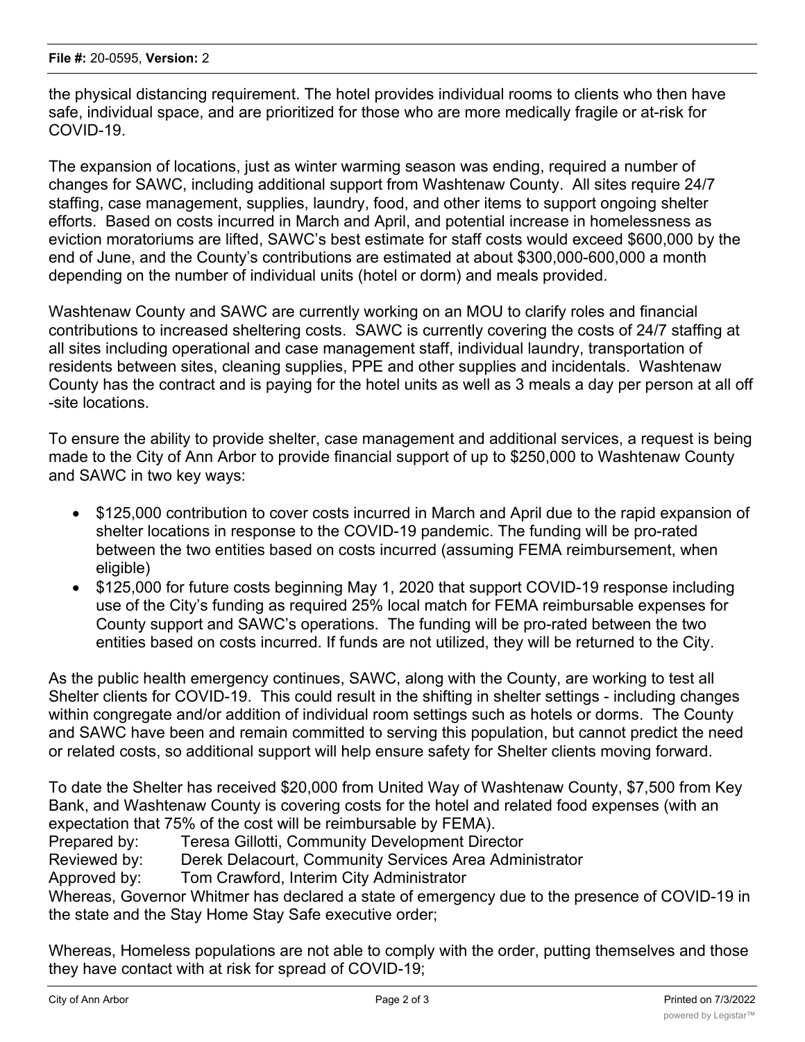the physical distancing requirement. The hotel provides individual rooms to clients who then have safe, individual space, and are prioritized for those who are more medically fragile or at-risk for COVID-19.

The expansion of locations, just as winter warming season was ending, required a number of changes for SAWC, including additional support from Washtenaw County. All sites require 24/7 staffing, case management, supplies, laundry, food, and other items to support ongoing shelter efforts. Based on costs incurred in March and April, and potential increase in homelessness as eviction moratoriums are lifted, SAWC's best estimate for staff costs would exceed $600,000 by the end of June, and the County's contributions are estimated at about $300,000-600,000 a month depending on the number of individual units (hotel or dorm) and meals provided.

Washtenaw County and SAWC are currently working on an MOU to clarify roles and financial contributions to increased sheltering costs. SAWC is currently covering the costs of 24/7 staffing at all sites including operational and case management staff, individual laundry, transportation of residents between sites, cleaning supplies, PPE and other supplies and incidentals. Washtenaw County has the contract and is paying for the hotel units as well as 3 meals a day per person at all off -site locations.

To ensure the ability to provide shelter, case management and additional services, a request is being made to the City of Ann Arbor to provide financial support of up to $250,000 to Washtenaw County and SAWC in two key ways:

- $125,000 contribution to cover costs incurred in March and April due to the rapid expansion of shelter locations in response to the COVID-19 pandemic. The funding will be pro-rated between the two entities based on costs incurred (assuming FEMA reimbursement, when eligible)
- $125,000 for future costs beginning May 1, 2020 that support COVID-19 response including use of the City's funding as required 25% local match for FEMA reimbursable expenses for County support and SAWC's operations. The funding will be pro-rated between the two entities based on costs incurred. If funds are not utilized, they will be returned to the City.

As the public health emergency continues, SAWC, along with the County, are working to test all Shelter clients for COVID-19. This could result in the shifting in shelter settings - including changes within congregate and/or addition of individual room settings such as hotels or dorms. The County and SAWC have been and remain committed to serving this population, but cannot predict the need or related costs, so additional support will help ensure safety for Shelter clients moving forward.

To date the Shelter has received $20,000 from United Way of Washtenaw County, $7,500 from Key Bank, and Washtenaw County is covering costs for the hotel and related food expenses (with an expectation that 75% of the cost will be reimbursable by FEMA).

Prepared by: Teresa Gillotti, Community Development Director
Reviewed by: Derek Delacourt, Community Services Area Administrator
Approved by: Tom Crawford, Interim City Administrator

Whereas, Governor Whitmer has declared a state of emergency due to the presence of COVID-19 in the state and the Stay Home Stay Safe executive order;

Whereas, Homeless populations are not able to comply with the order, putting themselves and those they have contact with at risk for spread of COVID-19;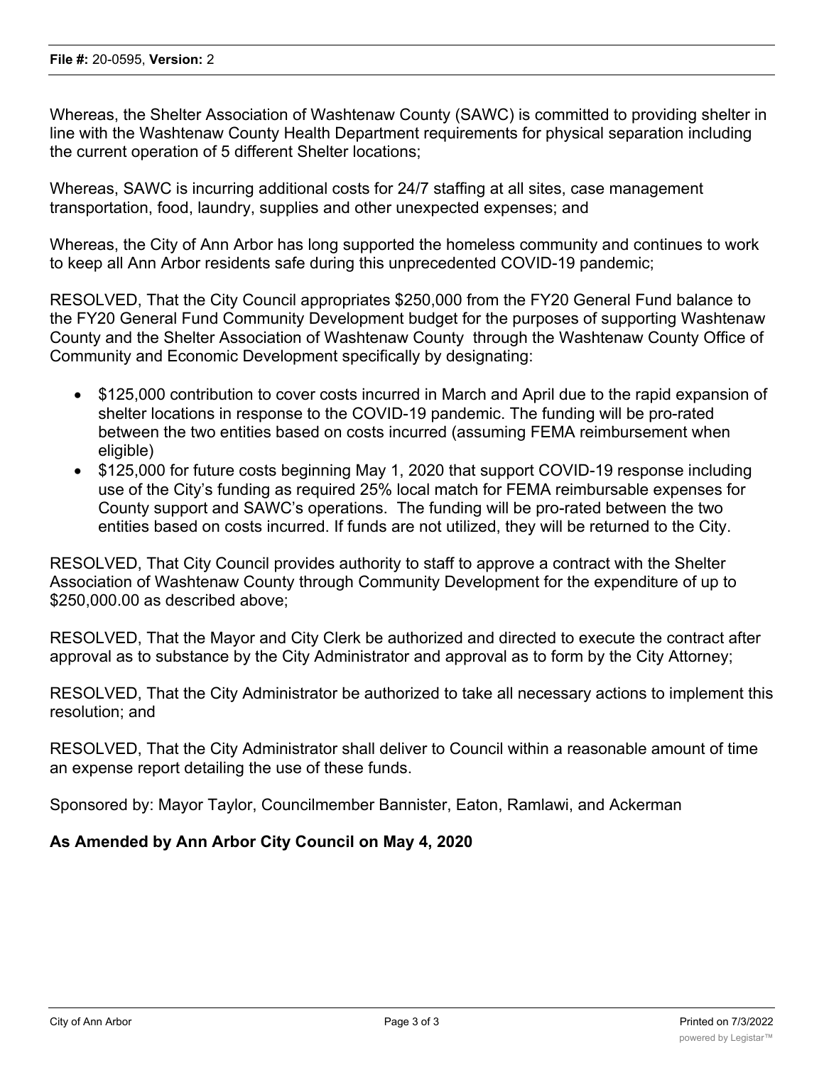Whereas, the Shelter Association of Washtenaw County (SAWC) is committed to providing shelter in line with the Washtenaw County Health Department requirements for physical separation including the current operation of 5 different Shelter locations;

Whereas, SAWC is incurring additional costs for 24/7 staffing at all sites, case management transportation, food, laundry, supplies and other unexpected expenses; and

Whereas, the City of Ann Arbor has long supported the homeless community and continues to work to keep all Ann Arbor residents safe during this unprecedented COVID-19 pandemic;

RESOLVED, That the City Council appropriates $250,000 from the FY20 General Fund balance to the FY20 General Fund Community Development budget for the purposes of supporting Washtenaw County and the Shelter Association of Washtenaw County through the Washtenaw County Office of Community and Economic Development specifically by designating:

- $125,000 contribution to cover costs incurred in March and April due to the rapid expansion of shelter locations in response to the COVID-19 pandemic. The funding will be pro-rated between the two entities based on costs incurred (assuming FEMA reimbursement when eligible)
- $125,000 for future costs beginning May 1, 2020 that support COVID-19 response including use of the City's funding as required 25% local match for FEMA reimbursable expenses for County support and SAWC's operations. The funding will be pro-rated between the two entities based on costs incurred. If funds are not utilized, they will be returned to the City.

RESOLVED, That City Council provides authority to staff to approve a contract with the Shelter Association of Washtenaw County through Community Development for the expenditure of up to $250,000.00 as described above;

RESOLVED, That the Mayor and City Clerk be authorized and directed to execute the contract after approval as to substance by the City Administrator and approval as to form by the City Attorney;

RESOLVED, That the City Administrator be authorized to take all necessary actions to implement this resolution; and

RESOLVED, That the City Administrator shall deliver to Council within a reasonable amount of time an expense report detailing the use of these funds.

Sponsored by: Mayor Taylor, Councilmember Bannister, Eaton, Ramlawi, and Ackerman

**As Amended by Ann Arbor City Council on May 4, 2020**